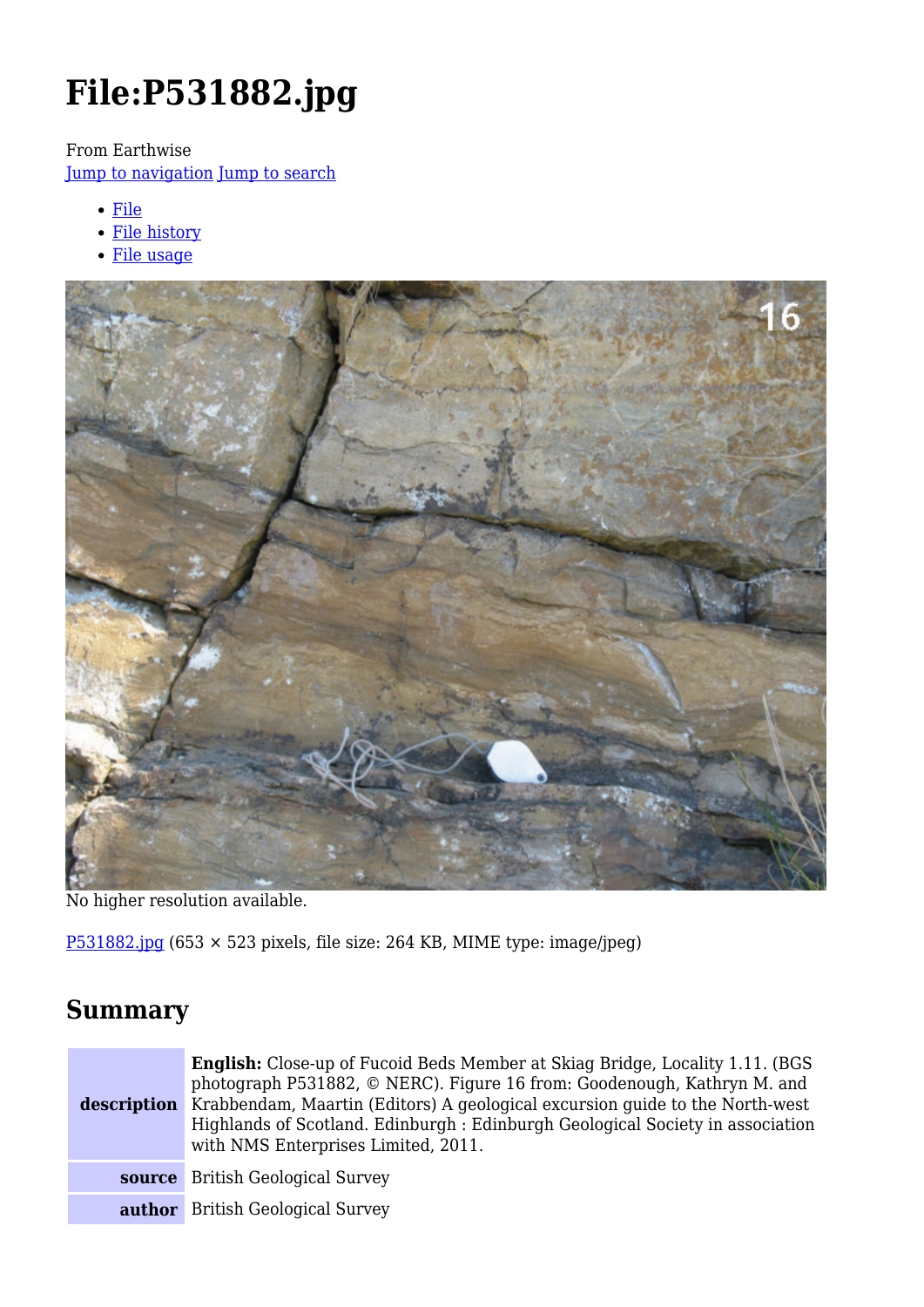# File:P531882.jpg

From Earthwise

Jump to navigation Jump to search

- File
- File history
- File usage

No higher resolution available.

P531882.jpg (653 × 523 pixels, file size: 264 KB, MIME type: image/jpeg)

## Summary

| | |
|---|---|
| **description** | **English:** Close-up of Fucoid Beds Member at Skiag Bridge, Locality 1.11. (BGS photograph P531882, © NERC). Figure 16 from: Goodenough, Kathryn M. and Krabbendam, Maartin (Editors) A geological excursion guide to the North-west Highlands of Scotland. Edinburgh : Edinburgh Geological Society in association with NMS Enterprises Limited, 2011. |
| **source** | British Geological Survey |
| **author** | British Geological Survey |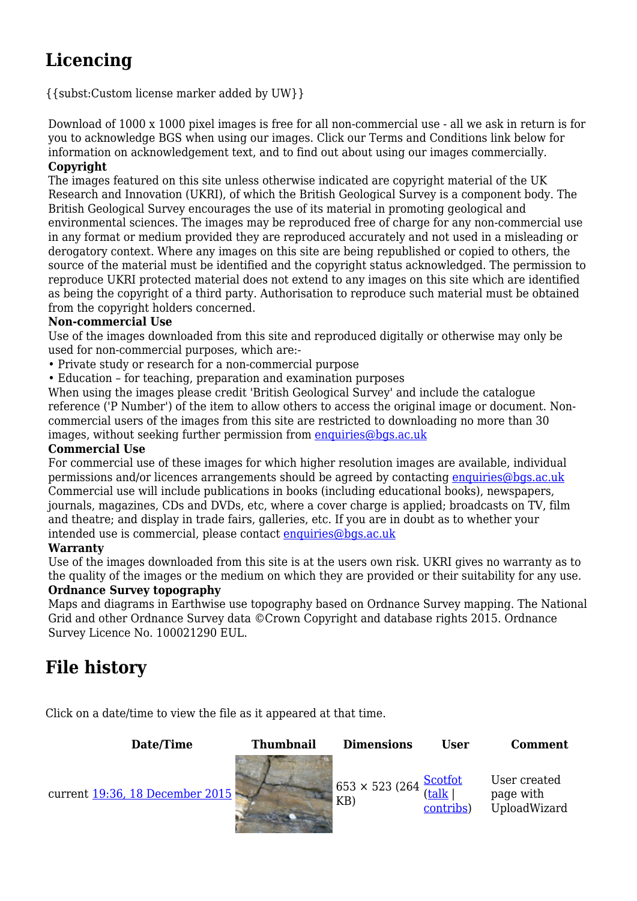## Licencing

{{subst:Custom license marker added by UW}}

Download of 1000 x 1000 pixel images is free for all non-commercial use - all we ask in return is for you to acknowledge BGS when using our images. Click our Terms and Conditions link below for information on acknowledgement text, and to find out about using our images commercially.

**Copyright**

The images featured on this site unless otherwise indicated are copyright material of the UK Research and Innovation (UKRI), of which the British Geological Survey is a component body. The British Geological Survey encourages the use of its material in promoting geological and environmental sciences. The images may be reproduced free of charge for any non-commercial use in any format or medium provided they are reproduced accurately and not used in a misleading or derogatory context. Where any images on this site are being republished or copied to others, the source of the material must be identified and the copyright status acknowledged. The permission to reproduce UKRI protected material does not extend to any images on this site which are identified as being the copyright of a third party. Authorisation to reproduce such material must be obtained from the copyright holders concerned.

**Non-commercial Use**

Use of the images downloaded from this site and reproduced digitally or otherwise may only be used for non-commercial purposes, which are:-

- Private study or research for a non-commercial purpose
- Education – for teaching, preparation and examination purposes

When using the images please credit 'British Geological Survey' and include the catalogue reference ('P Number') of the item to allow others to access the original image or document. Non-commercial users of the images from this site are restricted to downloading no more than 30 images, without seeking further permission from enquiries@bgs.ac.uk

**Commercial Use**

For commercial use of these images for which higher resolution images are available, individual permissions and/or licences arrangements should be agreed by contacting enquiries@bgs.ac.uk Commercial use will include publications in books (including educational books), newspapers, journals, magazines, CDs and DVDs, etc, where a cover charge is applied; broadcasts on TV, film and theatre; and display in trade fairs, galleries, etc. If you are in doubt as to whether your intended use is commercial, please contact enquiries@bgs.ac.uk

**Warranty**

Use of the images downloaded from this site is at the users own risk. UKRI gives no warranty as to the quality of the images or the medium on which they are provided or their suitability for any use.

**Ordnance Survey topography**

Maps and diagrams in Earthwise use topography based on Ordnance Survey mapping. The National Grid and other Ordnance Survey data ©Crown Copyright and database rights 2015. Ordnance Survey Licence No. 100021290 EUL.

## File history

Click on a date/time to view the file as it appeared at that time.

| Date/Time | Thumbnail | Dimensions | User | Comment |
|---|---|---|---|---|
| current 19:36, 18 December 2015 | | 653 × 523 (264 KB) | Scotfot (talk \| contribs) | User created page with UploadWizard |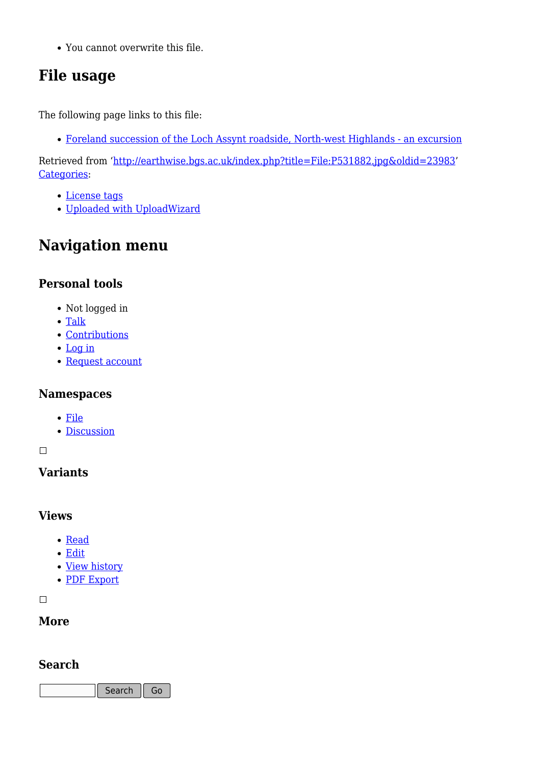- You cannot overwrite this file.

## File usage

The following page links to this file:

- Foreland succession of the Loch Assynt roadside, North-west Highlands - an excursion

Retrieved from 'http://earthwise.bgs.ac.uk/index.php?title=File:P531882.jpg&oldid=23983'
Categories:

- License tags
- Uploaded with UploadWizard

## Navigation menu

### Personal tools

- Not logged in
- Talk
- Contributions
- Log in
- Request account

### Namespaces

- File
- Discussion

### Variants

### Views

- Read
- Edit
- View history
- PDF Export

### More

### Search

Search Go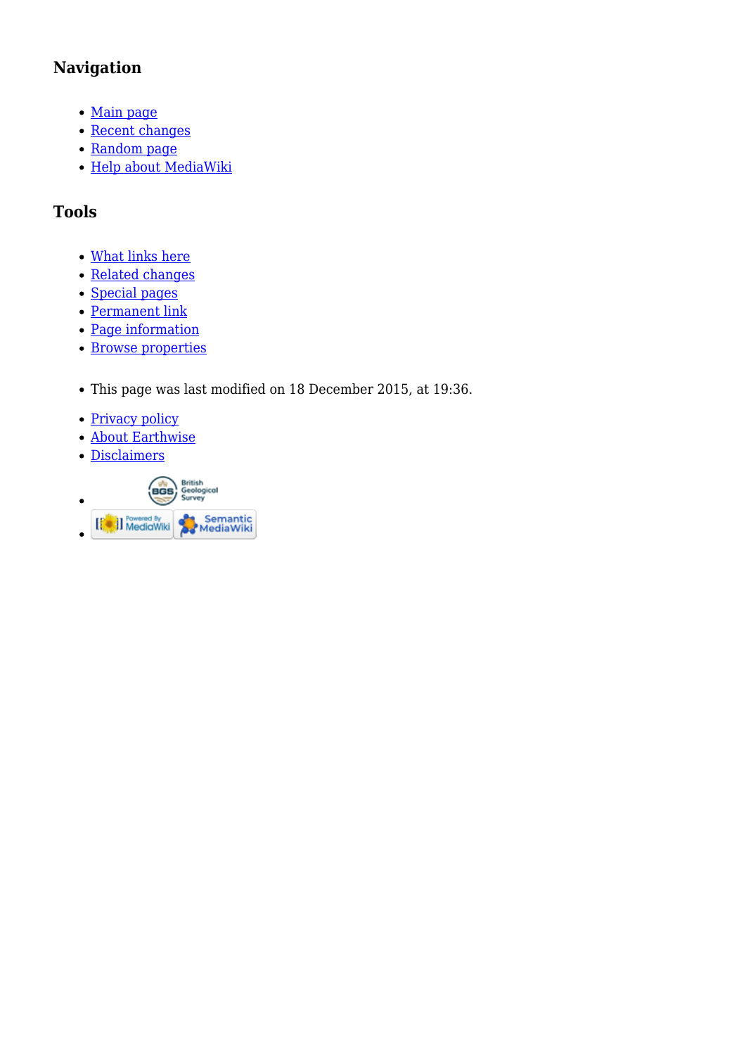### Navigation

- Main page
- Recent changes
- Random page
- Help about MediaWiki

### Tools

- What links here
- Related changes
- Special pages
- Permanent link
- Page information
- Browse properties

- This page was last modified on 18 December 2015, at 19:36.

- Privacy policy
- About Earthwise
- Disclaimers